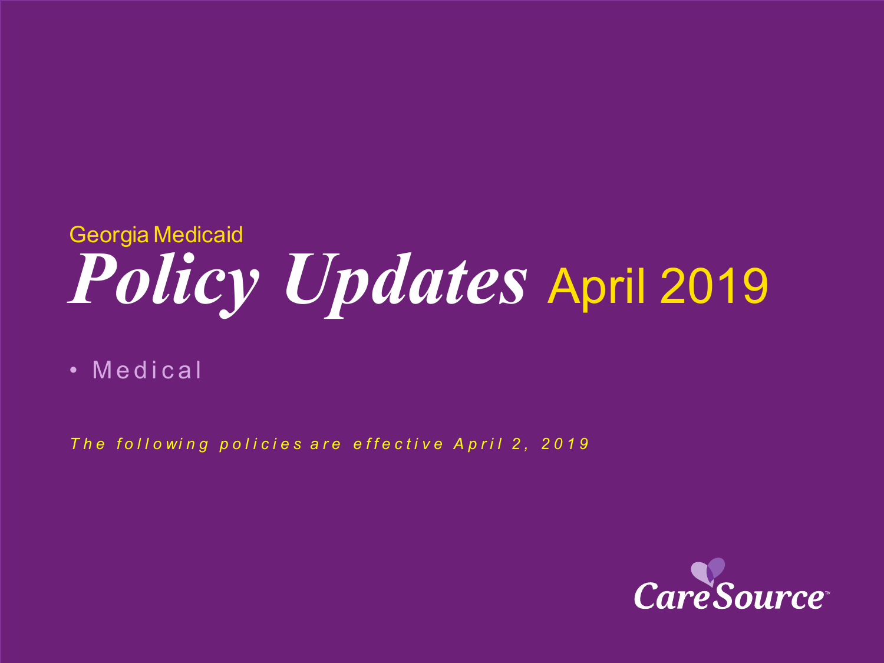Georgia Medicaid

# *Policy Updates* April 2019

- Medical

*The following policies are effective April 2, 2019*

CareSource™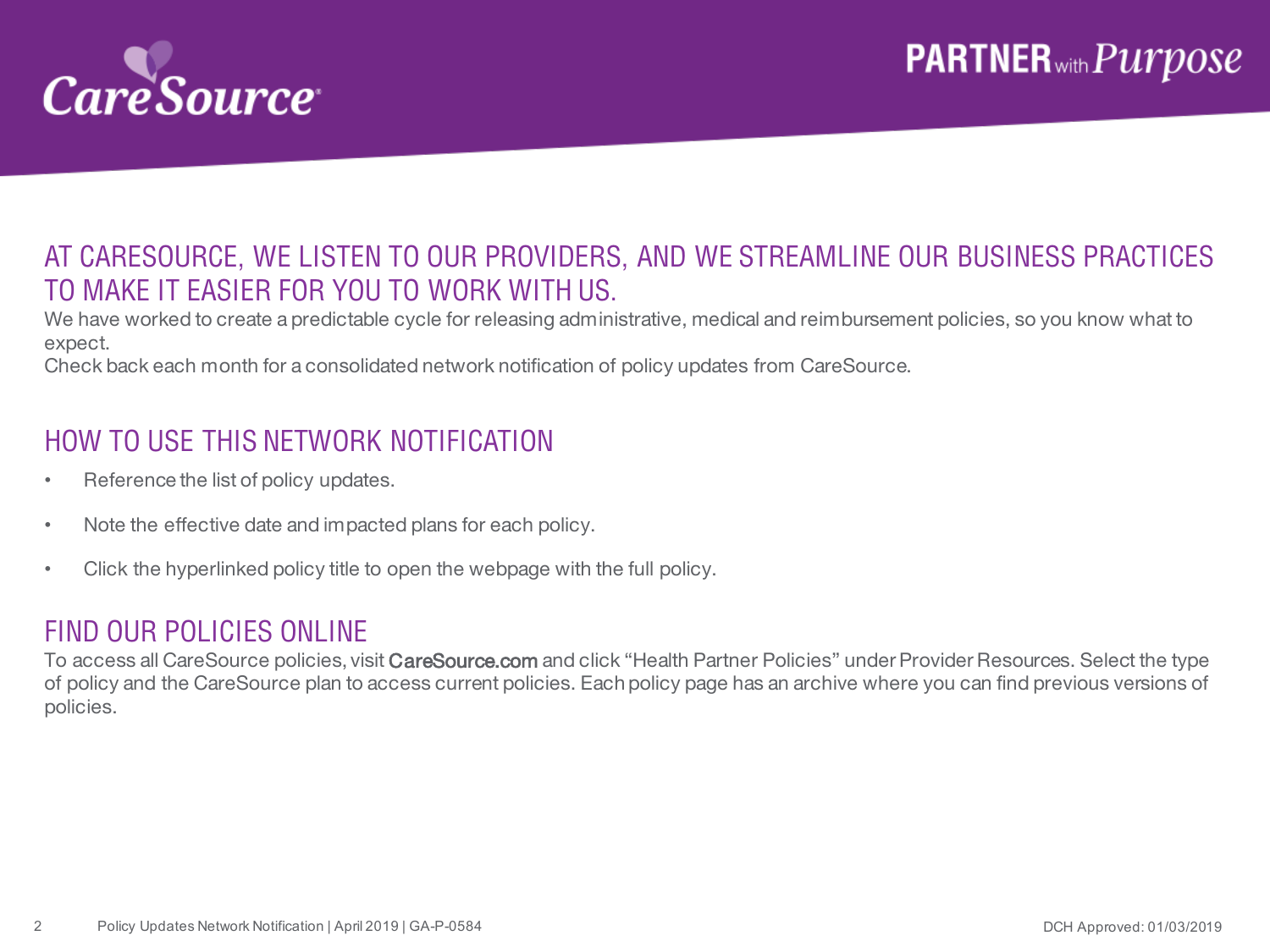## AT CARESOURCE, WE LISTEN TO OUR PROVIDERS, AND WE STREAMLINE OUR BUSINESS PRACTICES TO MAKE IT EASIER FOR YOU TO WORK WITH US.

We have worked to create a predictable cycle for releasing administrative, medical and reimbursement policies, so you know what to expect.

Check back each month for a consolidated network notification of policy updates from CareSource.

## HOW TO USE THIS NETWORK NOTIFICATION

- Reference the list of policy updates.
- Note the effective date and impacted plans for each policy.
- Click the hyperlinked policy title to open the webpage with the full policy.

## FIND OUR POLICIES ONLINE

To access all CareSource policies, visit CareSource.com and click "Health Partner Policies" under Provider Resources. Select the type of policy and the CareSource plan to access current policies. Each policy page has an archive where you can find previous versions of policies.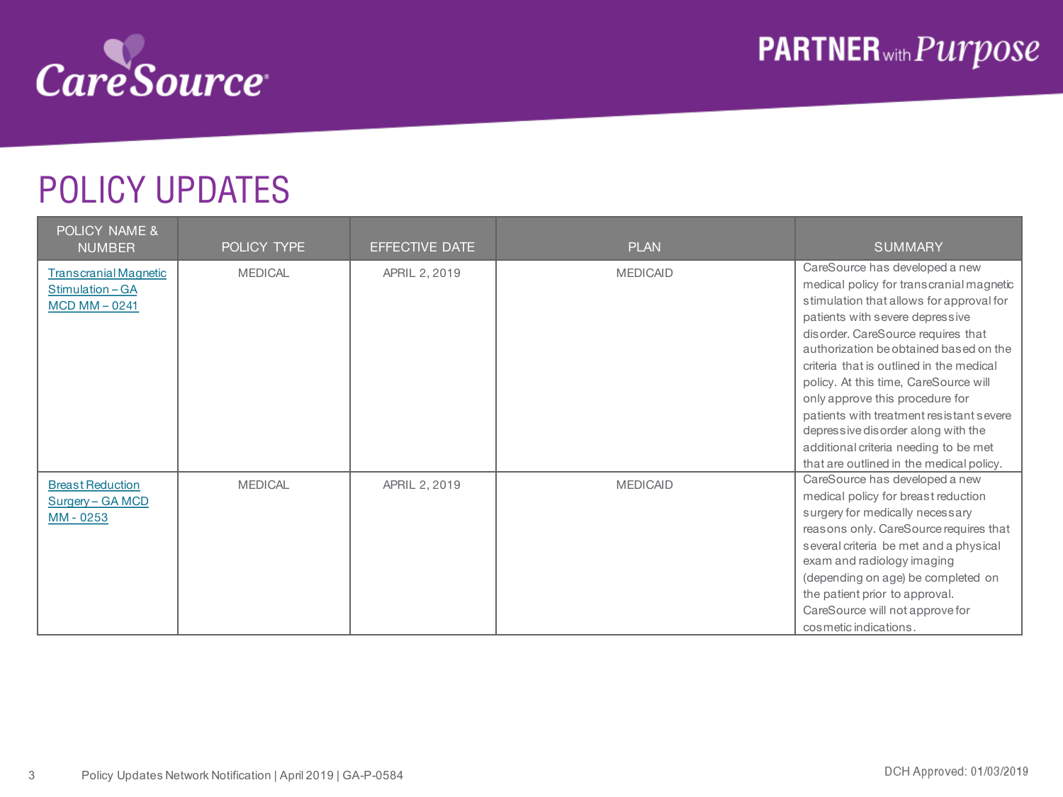# POLICY UPDATES

| POLICY NAME & NUMBER | POLICY TYPE | EFFECTIVE DATE | PLAN | SUMMARY |
|---|---|---|---|---|
| Transcranial Magnetic Stimulation – GA MCD MM – 0241 | MEDICAL | APRIL 2, 2019 | MEDICAID | CareSource has developed a new medical policy for transcranial magnetic stimulation that allows for approval for patients with severe depressive disorder. CareSource requires that authorization be obtained based on the criteria that is outlined in the medical policy. At this time, CareSource will only approve this procedure for patients with treatment resistant severe depressive disorder along with the additional criteria needing to be met that are outlined in the medical policy. |
| Breast Reduction Surgery – GA MCD MM - 0253 | MEDICAL | APRIL 2, 2019 | MEDICAID | CareSource has developed a new medical policy for breast reduction surgery for medically necessary reasons only. CareSource requires that several criteria be met and a physical exam and radiology imaging (depending on age) be completed on the patient prior to approval. CareSource will not approve for cosmetic indications. |

Policy Updates Network Notification | April 2019 | GA-P-0584

DCH Approved: 01/03/2019